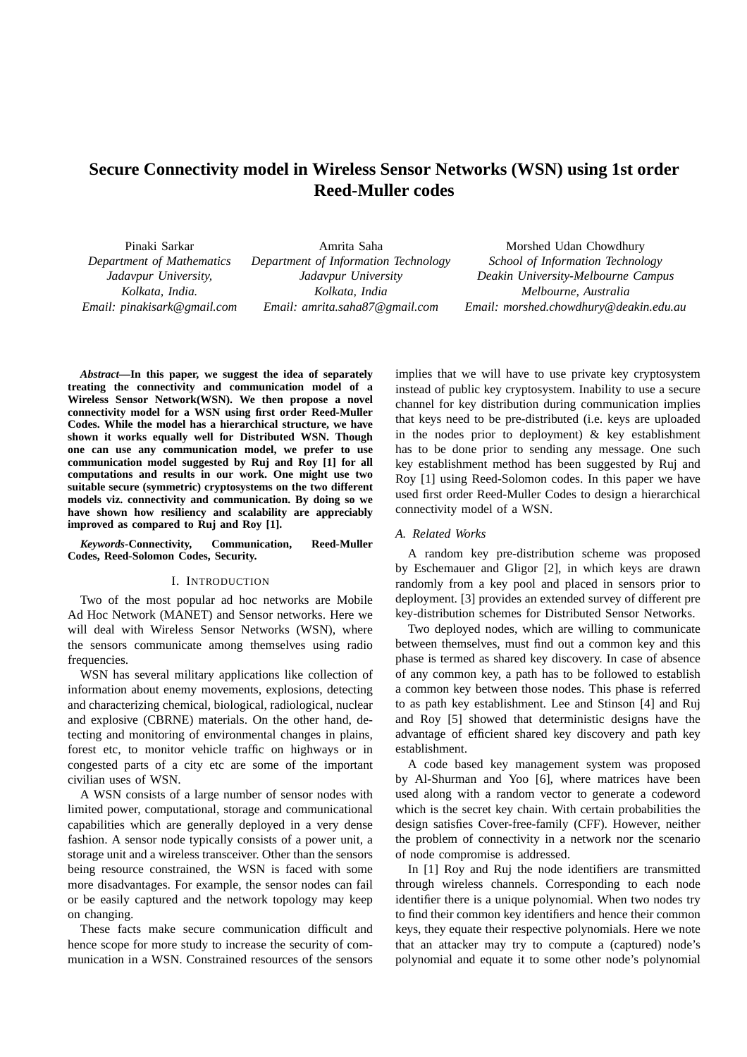# Secure Connectivity model in Wireless Sensor Networks (WSN) using 1st order Reed-Muller codes

Pinaki Sarkar
*Department of Mathematics*
*Jadavpur University,*
*Kolkata, India.*
*Email: pinakisark@gmail.com*

Amrita Saha
*Department of Information Technology*
*Jadavpur University*
*Kolkata, India*
*Email: amrita.saha87@gmail.com*

Morshed Udan Chowdhury
*School of Information Technology*
*Deakin University-Melbourne Campus*
*Melbourne, Australia*
*Email: morshed.chowdhury@deakin.edu.au*

***Abstract*—In this paper, we suggest the idea of separately treating the connectivity and communication model of a Wireless Sensor Network(WSN). We then propose a novel connectivity model for a WSN using first order Reed-Muller Codes. While the model has a hierarchical structure, we have shown it works equally well for Distributed WSN. Though one can use any communication model, we prefer to use communication model suggested by Ruj and Roy [1] for all computations and results in our work. One might use two suitable secure (symmetric) cryptosystems on the two different models viz. connectivity and communication. By doing so we have shown how resiliency and scalability are appreciably improved as compared to Ruj and Roy [1].**

***Keywords*-Connectivity, Communication, Reed-Muller Codes, Reed-Solomon Codes, Security.**

## I. Introduction

Two of the most popular ad hoc networks are Mobile Ad Hoc Network (MANET) and Sensor networks. Here we will deal with Wireless Sensor Networks (WSN), where the sensors communicate among themselves using radio frequencies.

WSN has several military applications like collection of information about enemy movements, explosions, detecting and characterizing chemical, biological, radiological, nuclear and explosive (CBRNE) materials. On the other hand, detecting and monitoring of environmental changes in plains, forest etc, to monitor vehicle traffic on highways or in congested parts of a city etc are some of the important civilian uses of WSN.

A WSN consists of a large number of sensor nodes with limited power, computational, storage and communicational capabilities which are generally deployed in a very dense fashion. A sensor node typically consists of a power unit, a storage unit and a wireless transceiver. Other than the sensors being resource constrained, the WSN is faced with some more disadvantages. For example, the sensor nodes can fail or be easily captured and the network topology may keep on changing.

These facts make secure communication difficult and hence scope for more study to increase the security of communication in a WSN. Constrained resources of the sensors implies that we will have to use private key cryptosystem instead of public key cryptosystem. Inability to use a secure channel for key distribution during communication implies that keys need to be pre-distributed (i.e. keys are uploaded in the nodes prior to deployment) & key establishment has to be done prior to sending any message. One such key establishment method has been suggested by Ruj and Roy [1] using Reed-Solomon codes. In this paper we have used first order Reed-Muller Codes to design a hierarchical connectivity model of a WSN.

### A. Related Works

A random key pre-distribution scheme was proposed by Eschemauer and Gligor [2], in which keys are drawn randomly from a key pool and placed in sensors prior to deployment. [3] provides an extended survey of different pre key-distribution schemes for Distributed Sensor Networks.

Two deployed nodes, which are willing to communicate between themselves, must find out a common key and this phase is termed as shared key discovery. In case of absence of any common key, a path has to be followed to establish a common key between those nodes. This phase is referred to as path key establishment. Lee and Stinson [4] and Ruj and Roy [5] showed that deterministic designs have the advantage of efficient shared key discovery and path key establishment.

A code based key management system was proposed by Al-Shurman and Yoo [6], where matrices have been used along with a random vector to generate a codeword which is the secret key chain. With certain probabilities the design satisfies Cover-free-family (CFF). However, neither the problem of connectivity in a network nor the scenario of node compromise is addressed.

In [1] Roy and Ruj the node identifiers are transmitted through wireless channels. Corresponding to each node identifier there is a unique polynomial. When two nodes try to find their common key identifiers and hence their common keys, they equate their respective polynomials. Here we note that an attacker may try to compute a (captured) node's polynomial and equate it to some other node's polynomial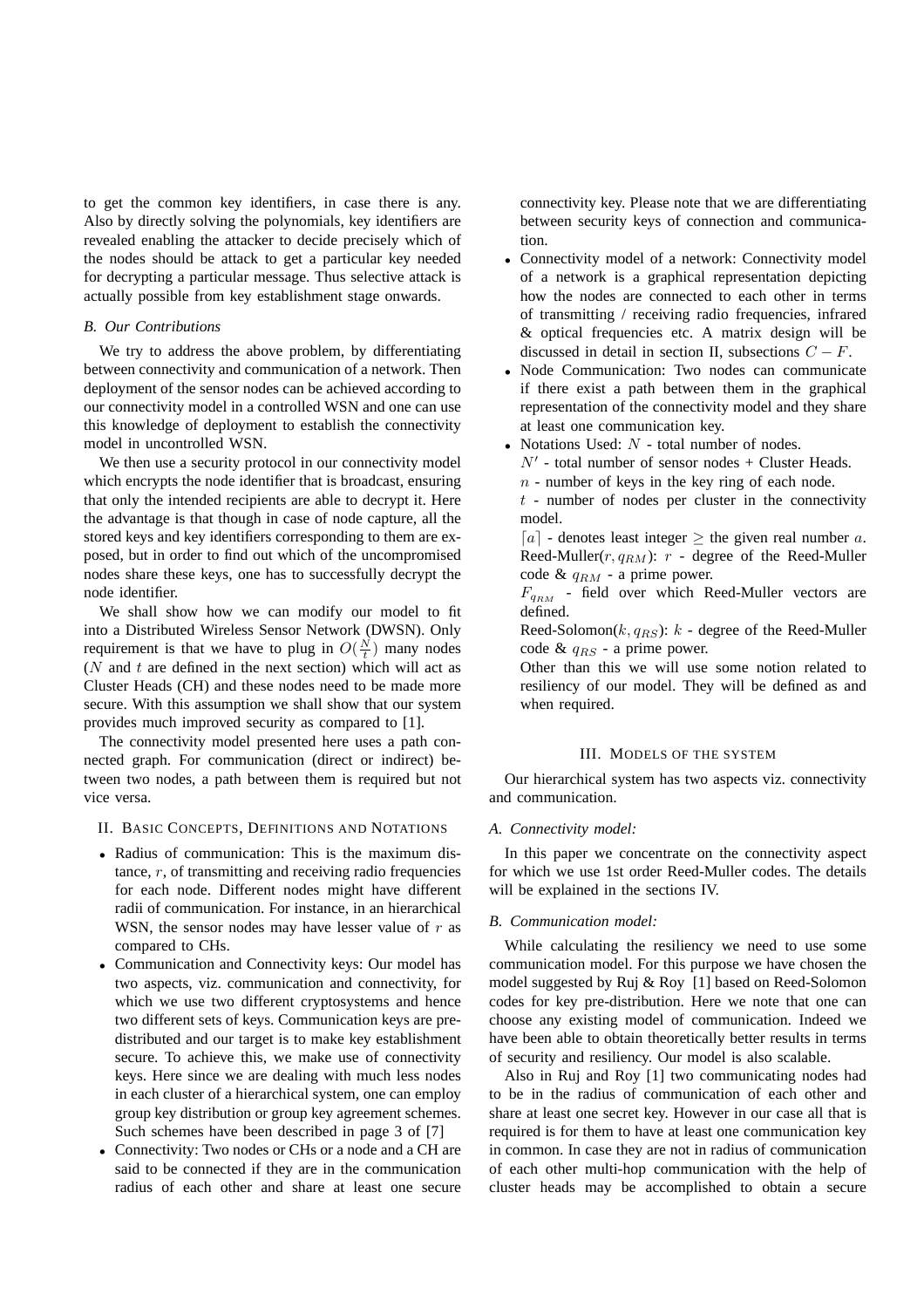to get the common key identifiers, in case there is any. Also by directly solving the polynomials, key identifiers are revealed enabling the attacker to decide precisely which of the nodes should be attack to get a particular key needed for decrypting a particular message. Thus selective attack is actually possible from key establishment stage onwards.

### *B. Our Contributions*

We try to address the above problem, by differentiating between connectivity and communication of a network. Then deployment of the sensor nodes can be achieved according to our connectivity model in a controlled WSN and one can use this knowledge of deployment to establish the connectivity model in uncontrolled WSN.

We then use a security protocol in our connectivity model which encrypts the node identifier that is broadcast, ensuring that only the intended recipients are able to decrypt it. Here the advantage is that though in case of node capture, all the stored keys and key identifiers corresponding to them are exposed, but in order to find out which of the uncompromised nodes share these keys, one has to successfully decrypt the node identifier.

We shall show how we can modify our model to fit into a Distributed Wireless Sensor Network (DWSN). Only requirement is that we have to plug in $O(\frac{N}{t})$ many nodes ($N$ and $t$ are defined in the next section) which will act as Cluster Heads (CH) and these nodes need to be made more secure. With this assumption we shall show that our system provides much improved security as compared to [1].

The connectivity model presented here uses a path connected graph. For communication (direct or indirect) between two nodes, a path between them is required but not vice versa.

## II. Basic Concepts, Definitions and Notations

- Radius of communication: This is the maximum distance, $r$, of transmitting and receiving radio frequencies for each node. Different nodes might have different radii of communication. For instance, in an hierarchical WSN, the sensor nodes may have lesser value of $r$ as compared to CHs.
- Communication and Connectivity keys: Our model has two aspects, viz. communication and connectivity, for which we use two different cryptosystems and hence two different sets of keys. Communication keys are pre-distributed and our target is to make key establishment secure. To achieve this, we make use of connectivity keys. Here since we are dealing with much less nodes in each cluster of a hierarchical system, one can employ group key distribution or group key agreement schemes. Such schemes have been described in page 3 of [7]
- Connectivity: Two nodes or CHs or a node and a CH are said to be connected if they are in the communication radius of each other and share at least one secure connectivity key. Please note that we are differentiating between security keys of connection and communication.
- Connectivity model of a network: Connectivity model of a network is a graphical representation depicting how the nodes are connected to each other in terms of transmitting / receiving radio frequencies, infrared & optical frequencies etc. A matrix design will be discussed in detail in section II, subsections $C-F$.
- Node Communication: Two nodes can communicate if there exist a path between them in the graphical representation of the connectivity model and they share at least one communication key.
- Notations Used: $N$ - total number of nodes.
  $N'$ - total number of sensor nodes + Cluster Heads.
  $n$ - number of keys in the key ring of each node.
  $t$ - number of nodes per cluster in the connectivity model.
  $\lceil a \rceil$ - denotes least integer $\geq$ the given real number $a$.
  Reed-Muller($r, q_{RM}$): $r$ - degree of the Reed-Muller code & $q_{RM}$ - a prime power.
  $F_{q_{RM}}$ - field over which Reed-Muller vectors are defined.
  Reed-Solomon($k, q_{RS}$): $k$ - degree of the Reed-Muller code & $q_{RS}$ - a prime power.
  Other than this we will use some notion related to resiliency of our model. They will be defined as and when required.

## III. Models of the System

Our hierarchical system has two aspects viz. connectivity and communication.

### *A. Connectivity model:*

In this paper we concentrate on the connectivity aspect for which we use 1st order Reed-Muller codes. The details will be explained in the sections IV.

### *B. Communication model:*

While calculating the resiliency we need to use some communication model. For this purpose we have chosen the model suggested by Ruj & Roy [1] based on Reed-Solomon codes for key pre-distribution. Here we note that one can choose any existing model of communication. Indeed we have been able to obtain theoretically better results in terms of security and resiliency. Our model is also scalable.

Also in Ruj and Roy [1] two communicating nodes had to be in the radius of communication of each other and share at least one secret key. However in our case all that is required is for them to have at least one communication key in common. In case they are not in radius of communication of each other multi-hop communication with the help of cluster heads may be accomplished to obtain a secure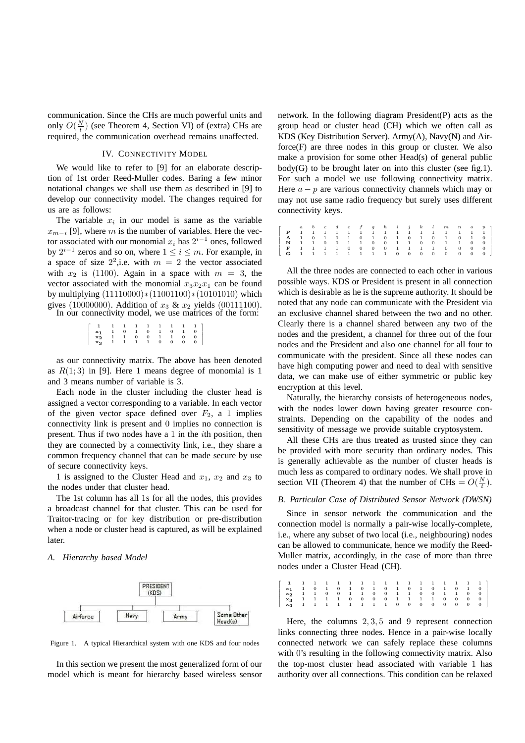communication. Since the CHs are much powerful units and only $O(\frac{N}{t})$ (see Theorem 4, Section VI) of (extra) CHs are required, the communication overhead remains unaffected.

## IV. Connectivity Model

We would like to refer to [9] for an elaborate description of 1st order Reed-Muller codes. Baring a few minor notational changes we shall use them as described in [9] to develop our connectivity model. The changes required for us are as follows:

The variable $x_i$ in our model is same as the variable $x_{m-i}$ [9], where $m$ is the number of variables. Here the vector associated with our monomial $x_i$ has $2^{i-1}$ ones, followed by $2^{i-1}$ zeros and so on, where $1 \leq i \leq m$. For example, in a space of size $2^2$,i.e. with $m = 2$ the vector associated with $x_2$ is $(1100)$. Again in a space with $m = 3$, the vector associated with the monomial $x_3x_2x_1$ can be found by multiplying $(11110000)*(11001100)*(10101010)$ which gives $(10000000)$. Addition of $x_3$ & $x_2$ yields $(00111100)$.

In our connectivity model, we use matrices of the form:

$$\begin{bmatrix} \mathbf{1} & 1 & 1 & 1 & 1 & 1 & 1 & 1 & 1 \\ \mathbf{x_1} & 1 & 0 & 1 & 0 & 1 & 0 & 1 & 0 \\ \mathbf{x_2} & 1 & 1 & 0 & 0 & 1 & 1 & 0 & 0 \\ \mathbf{x_3} & 1 & 1 & 1 & 1 & 0 & 0 & 0 & 0 \end{bmatrix}$$

as our connectivity matrix. The above has been denoted as $R(1;3)$ in [9]. Here 1 means degree of monomial is 1 and 3 means number of variable is 3.

Each node in the cluster including the cluster head is assigned a vector corresponding to a variable. In each vector of the given vector space defined over $F_2$, a 1 implies connectivity link is present and 0 implies no connection is present. Thus if two nodes have a 1 in the $i$th position, then they are connected by a connectivity link, i.e., they share a common frequency channel that can be made secure by use of secure connectivity keys.

1 is assigned to the Cluster Head and $x_1$, $x_2$ and $x_3$ to the nodes under that cluster head.

The 1st column has all 1s for all the nodes, this provides a broadcast channel for that cluster. This can be used for Traitor-tracing or for key distribution or pre-distribution when a node or cluster head is captured, as will be explained later.

### A. Hierarchy based Model

Figure 1. A typical Hierarchical system with one KDS and four nodes

In this section we present the most generalized form of our model which is meant for hierarchy based wireless sensor network. In the following diagram President(P) acts as the group head or cluster head (CH) which we often call as KDS (Key Distribution Server). Army(A), Navy(N) and Airforce(F) are three nodes in this group or cluster. We also make a provision for some other Head(s) of general public body(G) to be brought later on into this cluster (see fig.1). For such a model we use following connectivity matrix. Here $a - p$ are various connectivity channels which may or may not use same radio frequency but surely uses different connectivity keys.

$$\begin{bmatrix} & a & b & c & d & e & f & g & h & i & j & k & l & m & n & o & p \\ \mathbf{P} & 1 & 1 & 1 & 1 & 1 & 1 & 1 & 1 & 1 & 1 & 1 & 1 & 1 & 1 & 1 & 1 \\ \mathbf{A} & 1 & 0 & 1 & 0 & 1 & 0 & 1 & 0 & 1 & 0 & 1 & 0 & 1 & 0 & 1 & 0 \\ \mathbf{N} & 1 & 1 & 0 & 0 & 1 & 1 & 0 & 0 & 1 & 1 & 0 & 0 & 1 & 1 & 0 & 0 \\ \mathbf{F} & 1 & 1 & 1 & 1 & 0 & 0 & 0 & 0 & 1 & 1 & 1 & 1 & 0 & 0 & 0 & 0 \\ \mathbf{G} & 1 & 1 & 1 & 1 & 1 & 1 & 1 & 1 & 0 & 0 & 0 & 0 & 0 & 0 & 0 & 0 \end{bmatrix}$$

All the three nodes are connected to each other in various possible ways. KDS or President is present in all connection which is desirable as he is the supreme authority. It should be noted that any node can communicate with the President via an exclusive channel shared between the two and no other. Clearly there is a channel shared between any two of the nodes and the president, a channel for three out of the four nodes and the President and also one channel for all four to communicate with the president. Since all these nodes can have high computing power and need to deal with sensitive data, we can make use of either symmetric or public key encryption at this level.

Naturally, the hierarchy consists of heterogeneous nodes, with the nodes lower down having greater resource constraints. Depending on the capability of the nodes and sensitivity of message we provide suitable cryptosystem.

All these CHs are thus treated as trusted since they can be provided with more security than ordinary nodes. This is generally achievable as the number of cluster heads is much less as compared to ordinary nodes. We shall prove in section VII (Theorem 4) that the number of CHs $= O(\frac{N}{t})$.

### B. Particular Case of Distributed Sensor Network (DWSN)

Since in sensor network the communication and the connection model is normally a pair-wise locally-complete, i.e., where any subset of two local (i.e., neighbouring) nodes can be allowed to communicate, hence we modify the Reed-Muller matrix, accordingly, in the case of more than three nodes under a Cluster Head (CH).

$$\begin{bmatrix} \mathbf{1} & 1 & 1 & 1 & 1 & 1 & 1 & 1 & 1 & 1 & 1 & 1 & 1 & 1 & 1 & 1 & 1 \\ \mathbf{x_1} & 1 & 0 & 1 & 0 & 1 & 0 & 1 & 0 & 1 & 0 & 1 & 0 & 1 & 0 & 1 & 0 \\ \mathbf{x_2} & 1 & 1 & 0 & 0 & 1 & 1 & 0 & 0 & 1 & 1 & 0 & 0 & 1 & 1 & 0 & 0 \\ \mathbf{x_3} & 1 & 1 & 1 & 1 & 0 & 0 & 0 & 0 & 1 & 1 & 1 & 1 & 0 & 0 & 0 & 0 \\ \mathbf{x_4} & 1 & 1 & 1 & 1 & 1 & 1 & 1 & 1 & 0 & 0 & 0 & 0 & 0 & 0 & 0 & 0 \end{bmatrix}$$

Here, the columns $2, 3, 5$ and $9$ represent connection links connecting three nodes. Hence in a pair-wise locally connected network we can safely replace these columns with 0's resulting in the following connectivity matrix. Also the top-most cluster head associated with variable 1 has authority over all connections. This condition can be relaxed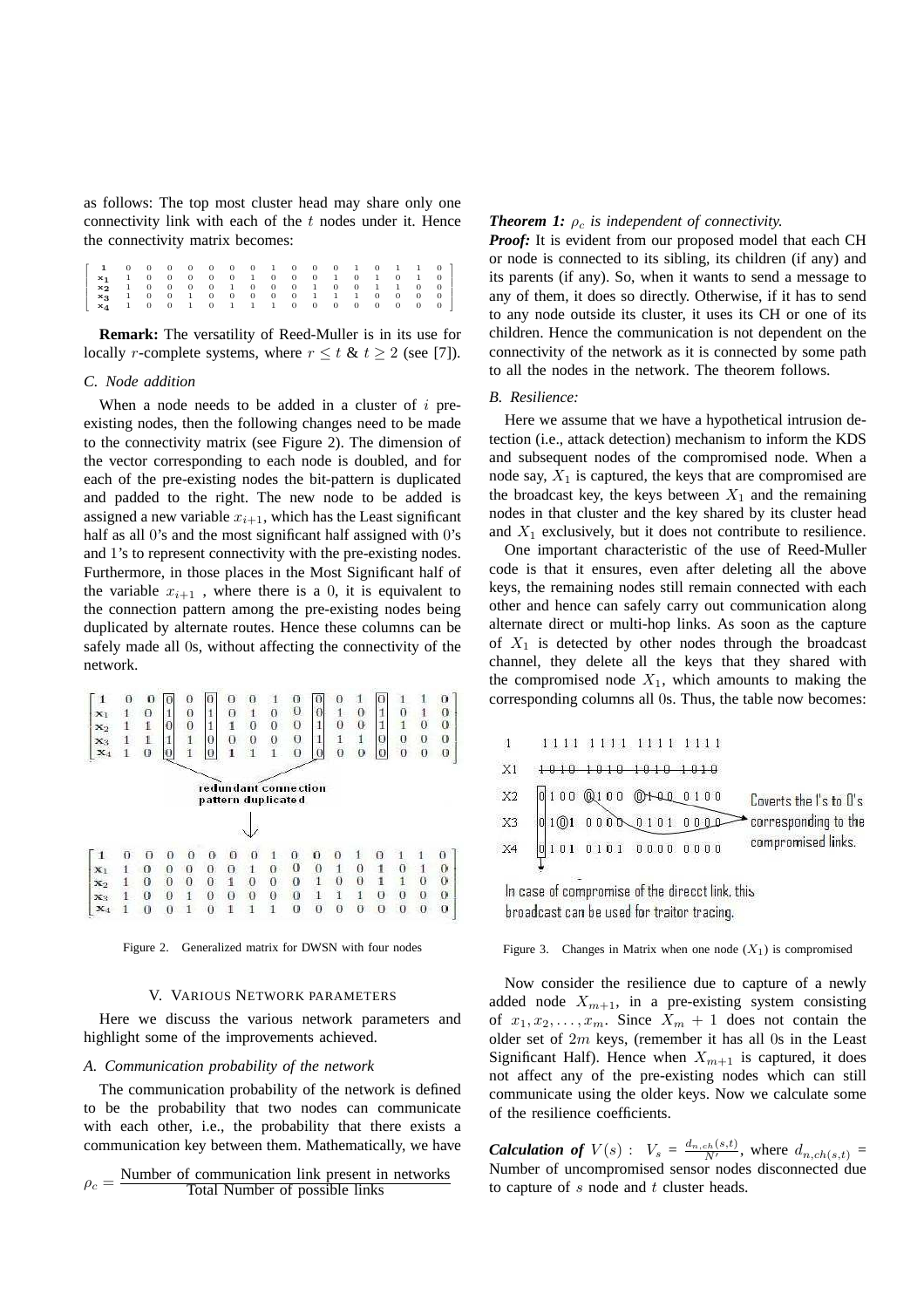as follows: The top most cluster head may share only one connectivity link with each of the $t$ nodes under it. Hence the connectivity matrix becomes:

$$\begin{bmatrix} \mathbf{1} & 0 & 0 & 0 & 0 & 0 & 0 & 0 & 1 & 0 & 0 & 0 & 1 & 0 & 1 & 1 & 0 \\ \mathbf{x_1} & 1 & 0 & 0 & 0 & 0 & 0 & 1 & 0 & 0 & 0 & 1 & 0 & 1 & 0 & 1 & 0 \\ \mathbf{x_2} & 1 & 0 & 0 & 0 & 0 & 1 & 0 & 0 & 0 & 0 & 1 & 0 & 0 & 1 & 1 & 0 & 0 \\ \mathbf{x_3} & 1 & 0 & 0 & 1 & 0 & 0 & 0 & 0 & 0 & 1 & 1 & 1 & 0 & 0 & 0 & 0 \\ \mathbf{x_4} & 1 & 0 & 0 & 1 & 0 & 1 & 1 & 1 & 0 & 0 & 0 & 0 & 0 & 0 & 0 & 0 \end{bmatrix}$$

**Remark:** The versatility of Reed-Muller is in its use for locally $r$-complete systems, where $r \leq t$ & $t \geq 2$ (see [7]).

### C. Node addition

When a node needs to be added in a cluster of $i$ pre-existing nodes, then the following changes need to be made to the connectivity matrix (see Figure 2). The dimension of the vector corresponding to each node is doubled, and for each of the pre-existing nodes the bit-pattern is duplicated and padded to the right. The new node to be added is assigned a new variable $x_{i+1}$, which has the Least significant half as all 0's and the most significant half assigned with 0's and 1's to represent connectivity with the pre-existing nodes. Furthermore, in those places in the Most Significant half of the variable $x_{i+1}$ , where there is a 0, it is equivalent to the connection pattern among the pre-existing nodes being duplicated by alternate routes. Hence these columns can be safely made all 0s, without affecting the connectivity of the network.

$$\begin{bmatrix} \mathbf{1} & 0 & 0 & 0 & 0 & 0 & 0 & 0 & 1 & 0 & 0 & 0 & 1 & 0 & 1 & 1 & 0 \\ \mathbf{x_1} & 1 & 0 & 1 & 0 & 1 & 0 & 1 & 0 & 0 & 0 & 1 & 0 & 1 & 0 & 1 & 0 \\ \mathbf{x_2} & 1 & 1 & 0 & 0 & 1 & 1 & 0 & 0 & 0 & 1 & 0 & 0 & 1 & 1 & 0 & 0 \\ \mathbf{x_3} & 1 & 1 & 1 & 1 & 0 & 0 & 0 & 0 & 0 & 1 & 1 & 1 & 0 & 0 & 0 & 0 \\ \mathbf{x_4} & 1 & 0 & 0 & 1 & 0 & 1 & 1 & 1 & 0 & 0 & 0 & 0 & 0 & 0 & 0 & 0 \end{bmatrix}$$

redundant connection pattern duplicated

$$\begin{bmatrix} \mathbf{1} & 0 & 0 & 0 & 0 & 0 & 0 & 0 & 1 & 0 & 0 & 0 & 1 & 0 & 1 & 1 & 0 \\ \mathbf{x_1} & 1 & 0 & 0 & 0 & 0 & 0 & 1 & 0 & 0 & 0 & 1 & 0 & 1 & 0 & 1 & 0 \\ \mathbf{x_2} & 1 & 0 & 0 & 0 & 0 & 1 & 0 & 0 & 0 & 1 & 0 & 0 & 1 & 1 & 0 & 0 \\ \mathbf{x_3} & 1 & 0 & 0 & 1 & 0 & 0 & 0 & 0 & 0 & 1 & 1 & 1 & 0 & 0 & 0 & 0 \\ \mathbf{x_4} & 1 & 0 & 0 & 1 & 0 & 1 & 1 & 1 & 0 & 0 & 0 & 0 & 0 & 0 & 0 & 0 \end{bmatrix}$$

Figure 2. Generalized matrix for DWSN with four nodes

## V. Various Network parameters

Here we discuss the various network parameters and highlight some of the improvements achieved.

### A. Communication probability of the network

The communication probability of the network is defined to be the probability that two nodes can communicate with each other, i.e., the probability that there exists a communication key between them. Mathematically, we have

$$\rho_c = \frac{\text{Number of communication link present in networks}}{\text{Total Number of possible links}}$$

***Theorem 1:*** *$\rho_c$ is independent of connectivity.*

***Proof:*** It is evident from our proposed model that each CH or node is connected to its sibling, its children (if any) and its parents (if any). So, when it wants to send a message to any of them, it does so directly. Otherwise, if it has to send to any node outside its cluster, it uses its CH or one of its children. Hence the communication is not dependent on the connectivity of the network as it is connected by some path to all the nodes in the network. The theorem follows.

### B. Resilience:

Here we assume that we have a hypothetical intrusion detection (i.e., attack detection) mechanism to inform the KDS and subsequent nodes of the compromised node. When a node say, $X_1$ is captured, the keys that are compromised are the broadcast key, the keys between $X_1$ and the remaining nodes in that cluster and the key shared by its cluster head and $X_1$ exclusively, but it does not contribute to resilience.

One important characteristic of the use of Reed-Muller code is that it ensures, even after deleting all the above keys, the remaining nodes still remain connected with each other and hence can safely carry out communication along alternate direct or multi-hop links. As soon as the capture of $X_1$ is detected by other nodes through the broadcast channel, they delete all the keys that they shared with the compromised node $X_1$, which amounts to making the corresponding columns all 0s. Thus, the table now becomes:

```
1    1111 1111 1111 1111
X1   1010 1010 1010 1010   (struck out)
X2   0100 0100 0100 0100
X3   0100 0000 0101 0000
X4   0101 0101 0000 0000
```

Coverts the l's to 0's corresponding to the compromised links.

In case of compromise of the direct link, this broadcast can be used for traitor tracing.

Figure 3. Changes in Matrix when one node ($X_1$) is compromised

Now consider the resilience due to capture of a newly added node $X_{m+1}$, in a pre-existing system consisting of $x_1, x_2, \ldots, x_m$. Since $X_m + 1$ does not contain the older set of $2m$ keys, (remember it has all 0s in the Least Significant Half). Hence when $X_{m+1}$ is captured, it does not affect any of the pre-existing nodes which can still communicate using the older keys. Now we calculate some of the resilience coefficients.

***Calculation of*** $V(s)$ : $V_s = \frac{d_{n,ch(s,t)}}{N'}$, where $d_{n,ch(s,t)}$ = Number of uncompromised sensor nodes disconnected due to capture of $s$ node and $t$ cluster heads.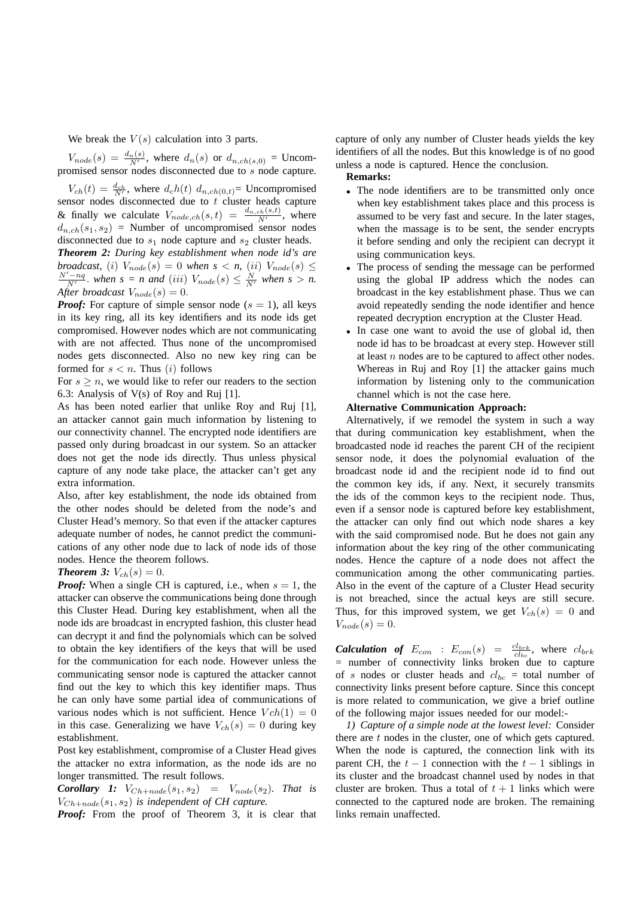We break the $V(s)$ calculation into 3 parts.

$V_{node}(s) = \frac{d_n(s)}{N'}$, where $d_n(s)$ or $d_{n,ch(s,0)}$ = Uncompromised sensor nodes disconnected due to $s$ node capture.

$V_{ch}(t) = \frac{d_{ch}}{N'}$, where $d_ch(t)$ $d_{n,ch(0,t)}$= Uncompromised sensor nodes disconnected due to $t$ cluster heads capture & finally we calculate $V_{node,ch}(s,t) = \frac{d_{n,ch}(s,t)}{N'}$, where $d_{n,ch}(s_1, s_2)$ = Number of uncompromised sensor nodes disconnected due to $s_1$ node capture and $s_2$ cluster heads.

***Theorem 2:*** *During key establishment when node id's are broadcast,* $(i)$ $V_{node}(s) = 0$ *when s* $< n$, $(ii)$ $V_{node}(s) \leq \frac{N'-nq}{N'}$. *when s = n and* $(iii)$ $V_{node}(s) \leq \frac{N}{N'}$ *when s > n. After broadcast* $V_{node}(s) = 0$.

***Proof:*** For capture of simple sensor node ($s = 1$), all keys in its key ring, all its key identifiers and its node ids get compromised. However nodes which are not communicating with are not affected. Thus none of the uncompromised nodes gets disconnected. Also no new key ring can be formed for $s < n$. Thus $(i)$ follows

For $s \geq n$, we would like to refer our readers to the section 6.3: Analysis of V(s) of Roy and Ruj [1].

As has been noted earlier that unlike Roy and Ruj [1], an attacker cannot gain much information by listening to our connectivity channel. The encrypted node identifiers are passed only during broadcast in our system. So an attacker does not get the node ids directly. Thus unless physical capture of any node take place, the attacker can't get any extra information.

Also, after key establishment, the node ids obtained from the other nodes should be deleted from the node's and Cluster Head's memory. So that even if the attacker captures adequate number of nodes, he cannot predict the communications of any other node due to lack of node ids of those nodes. Hence the theorem follows.

***Theorem 3:*** $V_{ch}(s) = 0$.

***Proof:*** When a single CH is captured, i.e., when $s = 1$, the attacker can observe the communications being done through this Cluster Head. During key establishment, when all the node ids are broadcast in encrypted fashion, this cluster head can decrypt it and find the polynomials which can be solved to obtain the key identifiers of the keys that will be used for the communication for each node. However unless the communicating sensor node is captured the attacker cannot find out the key to which this key identifier maps. Thus he can only have some partial idea of communications of various nodes which is not sufficient. Hence $Vch(1) = 0$ in this case. Generalizing we have $V_{ch}(s) = 0$ during key establishment.

Post key establishment, compromise of a Cluster Head gives the attacker no extra information, as the node ids are no longer transmitted. The result follows.

***Corollary 1:*** $V_{Ch+node}(s_1, s_2) = V_{node}(s_2)$. *That is* $V_{Ch+node}(s_1, s_2)$ *is independent of CH capture.*

***Proof:*** From the proof of Theorem 3, it is clear that capture of only any number of Cluster heads yields the key identifiers of all the nodes. But this knowledge is of no good unless a node is captured. Hence the conclusion.

**Remarks:**

- The node identifiers are to be transmitted only once when key establishment takes place and this process is assumed to be very fast and secure. In the later stages, when the massage is to be sent, the sender encrypts it before sending and only the recipient can decrypt it using communication keys.
- The process of sending the message can be performed using the global IP address which the nodes can broadcast in the key establishment phase. Thus we can avoid repeatedly sending the node identifier and hence repeated decryption encryption at the Cluster Head.
- In case one want to avoid the use of global id, then node id has to be broadcast at every step. However still at least $n$ nodes are to be captured to affect other nodes. Whereas in Ruj and Roy [1] the attacker gains much information by listening only to the communication channel which is not the case here.

**Alternative Communication Approach:**

Alternatively, if we remodel the system in such a way that during communication key establishment, when the broadcasted node id reaches the parent CH of the recipient sensor node, it does the polynomial evaluation of the broadcast node id and the recipient node id to find out the common key ids, if any. Next, it securely transmits the ids of the common keys to the recipient node. Thus, even if a sensor node is captured before key establishment, the attacker can only find out which node shares a key with the said compromised node. But he does not gain any information about the key ring of the other communicating nodes. Hence the capture of a node does not affect the communication among the other communicating parties. Also in the event of the capture of a Cluster Head security is not breached, since the actual keys are still secure. Thus, for this improved system, we get $V_{ch}(s) = 0$ and $V_{node}(s) = 0$.

***Calculation of*** $E_{con}$ : $E_{con}(s) = \frac{cl_{brk}}{cl_{bc}}$, where $cl_{brk}$ = number of connectivity links broken due to capture of $s$ nodes or cluster heads and $cl_{bc}$ = total number of connectivity links present before capture. Since this concept is more related to communication, we give a brief outline of the following major issues needed for our model:-

*1) Capture of a simple node at the lowest level:* Consider there are $t$ nodes in the cluster, one of which gets captured. When the node is captured, the connection link with its parent CH, the $t-1$ connection with the $t-1$ siblings in its cluster and the broadcast channel used by nodes in that cluster are broken. Thus a total of $t+1$ links which were connected to the captured node are broken. The remaining links remain unaffected.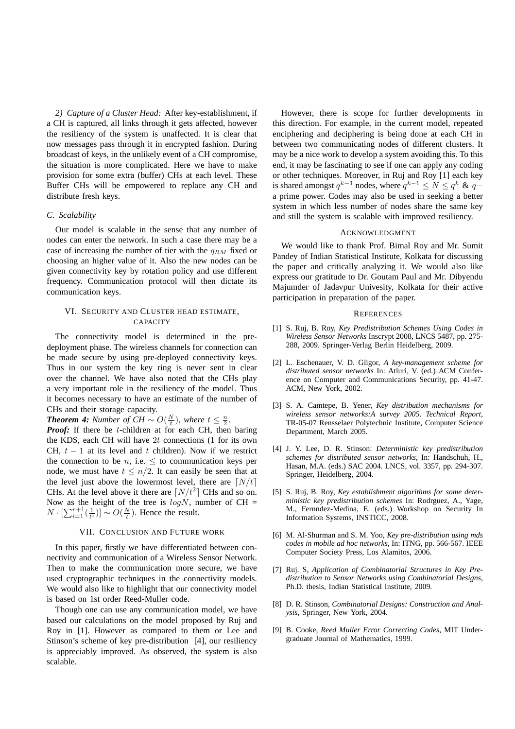*2) Capture of a Cluster Head:* After key-establishment, if a CH is captured, all links through it gets affected, however the resiliency of the system is unaffected. It is clear that now messages pass through it in encrypted fashion. During broadcast of keys, in the unlikely event of a CH compromise, the situation is more complicated. Here we have to make provision for some extra (buffer) CHs at each level. These Buffer CHs will be empowered to replace any CH and distribute fresh keys.

### C. Scalability

Our model is scalable in the sense that any number of nodes can enter the network. In such a case there may be a case of increasing the number of tier with the $q_{RM}$ fixed or choosing an higher value of it. Also the new nodes can be given connectivity key by rotation policy and use different frequency. Communication protocol will then dictate its communication keys.

## VI. Security and Cluster head estimate, capacity

The connectivity model is determined in the pre-deployment phase. The wireless channels for connection can be made secure by using pre-deployed connectivity keys. Thus in our system the key ring is never sent in clear over the channel. We have also noted that the CHs play a very important role in the resiliency of the model. Thus it becomes necessary to have an estimate of the number of CHs and their storage capacity.

***Theorem 4:*** *Number of CH* $\sim O(\frac{N}{t})$, *where* $t \leq \frac{n}{2}$.

***Proof:*** If there be $t$-children at for each CH, then baring the KDS, each CH will have $2t$ connections (1 for its own CH, $t-1$ at its level and $t$ children). Now if we restrict the connection to be $n$, i.e. $\leq$ to communication keys per node, we must have $t \leq n/2$. It can easily be seen that at the level just above the lowermost level, there are $\lceil N/t \rceil$ CHs. At the level above it there are $\lceil N/t^2 \rceil$ CHs and so on. Now as the height of the tree is $logN$, number of CH = $N \cdot [\sum_{i=1}^{r+1}(\frac{1}{t^i})] \sim O(\frac{N}{t})$. Hence the result.

## VII. Conclusion and Future Work

In this paper, firstly we have differentiated between connectivity and communication of a Wireless Sensor Network. Then to make the communication more secure, we have used cryptographic techniques in the connectivity models. We would also like to highlight that our connectivity model is based on 1st order Reed-Muller code.

Though one can use any communication model, we have based our calculations on the model proposed by Ruj and Roy in [1]. However as compared to them or Lee and Stinson's scheme of key pre-distribution [4], our resiliency is appreciably improved. As observed, the system is also scalable.

However, there is scope for further developments in this direction. For example, in the current model, repeated enciphering and deciphering is being done at each CH in between two communicating nodes of different clusters. It may be a nice work to develop a system avoiding this. To this end, it may be fascinating to see if one can apply any coding or other techniques. Moreover, in Ruj and Roy [1] each key is shared amongst $q^{k-1}$ nodes, where $q^{k-1} \leq N \leq q^k$ & $q-$ a prime power. Codes may also be used in seeking a better system in which less number of nodes share the same key and still the system is scalable with improved resiliency.

## Acknowledgment

We would like to thank Prof. Bimal Roy and Mr. Sumit Pandey of Indian Statistical Institute, Kolkata for discussing the paper and critically analyzing it. We would also like express our gratitude to Dr. Goutam Paul and Mr. Dibyendu Majumder of Jadavpur Univesity, Kolkata for their active participation in preparation of the paper.

## References

[1] S. Ruj, B. Roy, *Key Predistribution Schemes Using Codes in Wireless Sensor Networks* Inscrypt 2008, LNCS 5487, pp. 275-288, 2009. Springer-Verlag Berlin Heidelberg, 2009.

[2] L. Eschenauer, V. D. Gligor, *A key-management scheme for distributed sensor networks* In: Atluri, V. (ed.) ACM Conference on Computer and Communications Security, pp. 41-47. ACM, New York, 2002.

[3] S. A. Camtepe, B. Yener, *Key distribution mechanisms for wireless sensor networks:A survey 2005. Technical Report*, TR-05-07 Rensselaer Polytechnic Institute, Computer Science Department, March 2005.

[4] J. Y. Lee, D. R. Stinson: *Deterministic key predistribution schemes for distributed sensor networks*, In: Handschuh, H., Hasan, M.A. (eds.) SAC 2004. LNCS, vol. 3357, pp. 294-307. Springer, Heidelberg, 2004.

[5] S. Ruj, B. Roy, *Key establishment algorithms for some deterministic key predistribution schemes* In: Rodrguez, A., Yage, M., Fernndez-Medina, E. (eds.) Workshop on Security In Information Systems, INSTICC, 2008.

[6] M. Al-Shurman and S. M. Yoo, *Key pre-distribution using mds codes in mobile ad hoc networks*, In: ITNG, pp. 566-567. IEEE Computer Society Press, Los Alamitos, 2006.

[7] Ruj. S, *Application of Combinatorial Structures in Key Predistribution to Sensor Networks using Combinatorial Designs*, Ph.D. thesis, Indian Statistical Institute, 2009.

[8] D. R. Stinson, *Combinatorial Designs: Construction and Analysis*, Springer, New York, 2004.

[9] B. Cooke, *Reed Muller Error Correcting Codes*, MIT Undergraduate Journal of Mathematics, 1999.